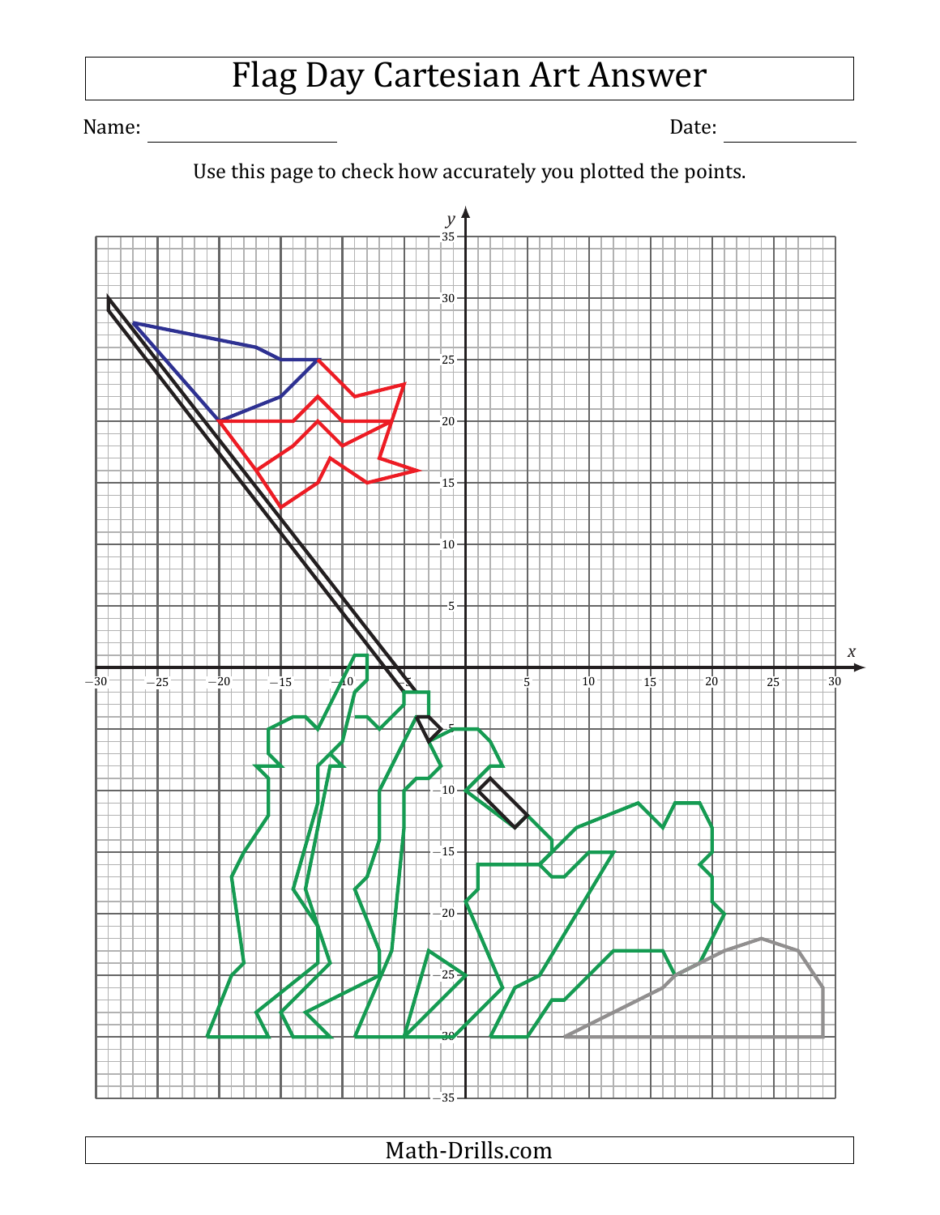# Flag Day Cartesian Art Answer

Name: ____________________ Date: ______________

Use this page to check how accurately you plotted the points.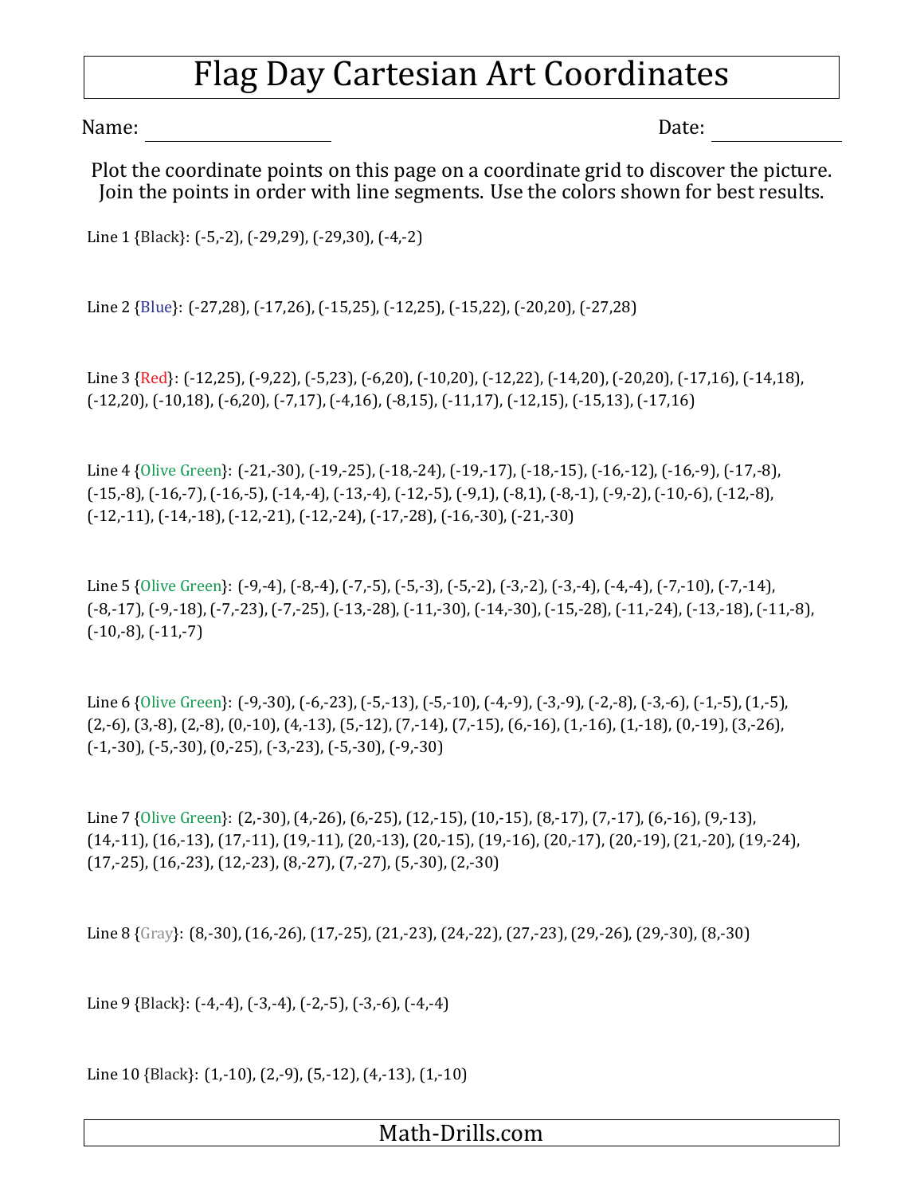# Flag Day Cartesian Art Coordinates

Name: ____________________ Date: ______________

Plot the coordinate points on this page on a coordinate grid to discover the picture. Join the points in order with line segments. Use the colors shown for best results.

Line 1 {Black}: (-5,-2), (-29,29), (-29,30), (-4,-2)

Line 2 {Blue}: (-27,28), (-17,26), (-15,25), (-12,25), (-15,22), (-20,20), (-27,28)

Line 3 {Red}: (-12,25), (-9,22), (-5,23), (-6,20), (-10,20), (-12,22), (-14,20), (-20,20), (-17,16), (-14,18), (-12,20), (-10,18), (-6,20), (-7,17), (-4,16), (-8,15), (-11,17), (-12,15), (-15,13), (-17,16)

Line 4 {Olive Green}: (-21,-30), (-19,-25), (-18,-24), (-19,-17), (-18,-15), (-16,-12), (-16,-9), (-17,-8), (-15,-8), (-16,-7), (-16,-5), (-14,-4), (-13,-4), (-12,-5), (-9,1), (-8,1), (-8,-1), (-9,-2), (-10,-6), (-12,-8), (-12,-11), (-14,-18), (-12,-21), (-12,-24), (-17,-28), (-16,-30), (-21,-30)

Line 5 {Olive Green}: (-9,-4), (-8,-4), (-7,-5), (-5,-3), (-5,-2), (-3,-2), (-3,-4), (-4,-4), (-7,-10), (-7,-14), (-8,-17), (-9,-18), (-7,-23), (-7,-25), (-13,-28), (-11,-30), (-14,-30), (-15,-28), (-11,-24), (-13,-18), (-11,-8), (-10,-8), (-11,-7)

Line 6 {Olive Green}: (-9,-30), (-6,-23), (-5,-13), (-5,-10), (-4,-9), (-3,-9), (-2,-8), (-3,-6), (-1,-5), (1,-5), (2,-6), (3,-8), (2,-8), (0,-10), (4,-13), (5,-12), (7,-14), (7,-15), (6,-16), (1,-16), (1,-18), (0,-19), (3,-26), (-1,-30), (-5,-30), (0,-25), (-3,-23), (-5,-30), (-9,-30)

Line 7 {Olive Green}: (2,-30), (4,-26), (6,-25), (12,-15), (10,-15), (8,-17), (7,-17), (6,-16), (9,-13), (14,-11), (16,-13), (17,-11), (19,-11), (20,-13), (20,-15), (19,-16), (20,-17), (20,-19), (21,-20), (19,-24), (17,-25), (16,-23), (12,-23), (8,-27), (7,-27), (5,-30), (2,-30)

Line 8 {Gray}: (8,-30), (16,-26), (17,-25), (21,-23), (24,-22), (27,-23), (29,-26), (29,-30), (8,-30)

Line 9 {Black}: (-4,-4), (-3,-4), (-2,-5), (-3,-6), (-4,-4)

Line 10 {Black}: (1,-10), (2,-9), (5,-12), (4,-13), (1,-10)

Math-Drills.com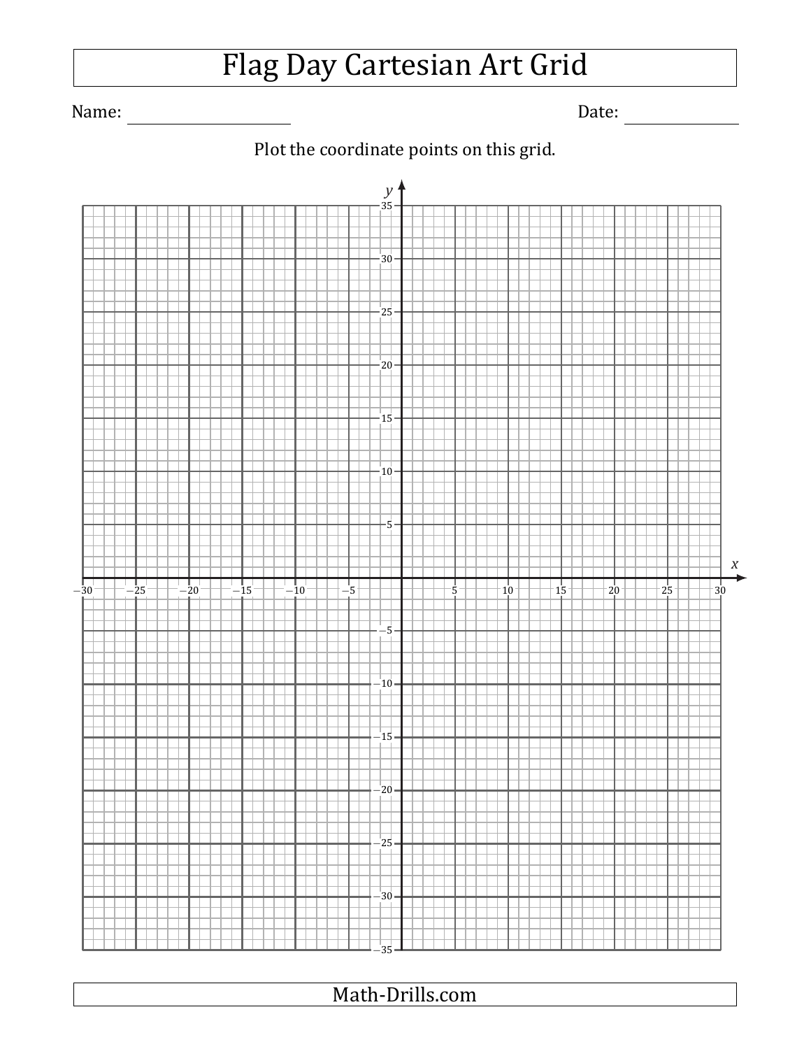# Flag Day Cartesian Art Grid

Name: ____________________ Date: ______________

Plot the coordinate points on this grid.

y

35
30
25
20
15
10
5
−5
−10
−15
−20
−25
−30
−35

x

−30 −25 −20 −15 −10 −5 5 10 15 20 25 30

Math-Drills.com